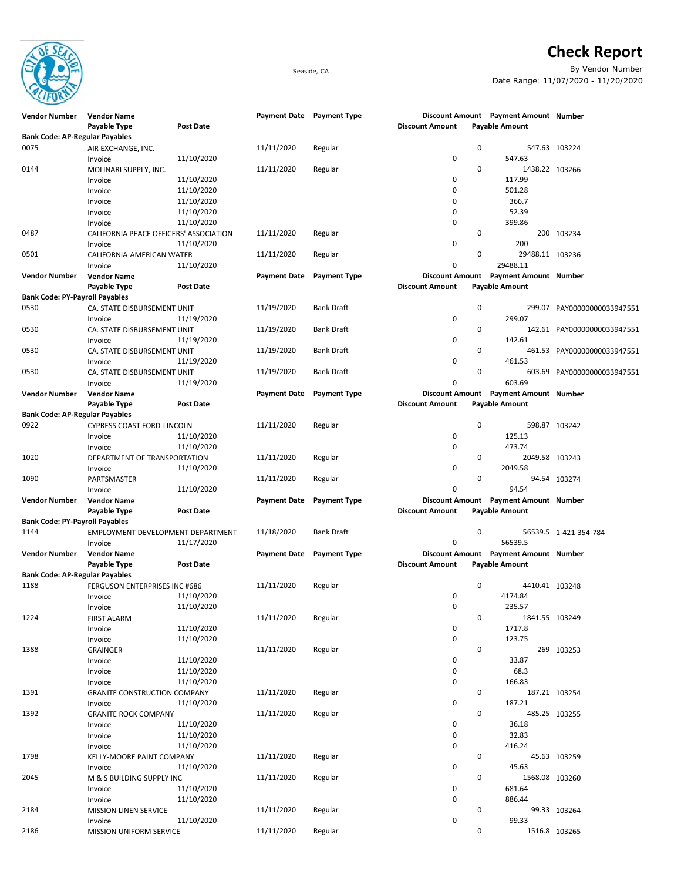# Check Report

Seaside, CA

By Vendor Number

Date Range: 11/07/2020 - 11/20/2020

| Vendor Number | Vendor Name | | Payment Date | Payment Type | Discount Amount | Payment Amount | Number |
|---|---|---|---|---|---|---|---|
| | Payable Type | Post Date | | | Discount Amount | Payable Amount | |
| **Bank Code: AP-Regular Payables** | | | | | | | |
| 0075 | AIR EXCHANGE, INC. | | 11/11/2020 | Regular | 0 | 547.63 | 103224 |
| | Invoice | 11/10/2020 | | | 0 | 547.63 | |
| 0144 | MOLINARI SUPPLY, INC. | | 11/11/2020 | Regular | 0 | 1438.22 | 103266 |
| | Invoice | 11/10/2020 | | | 0 | 117.99 | |
| | Invoice | 11/10/2020 | | | 0 | 501.28 | |
| | Invoice | 11/10/2020 | | | 0 | 366.7 | |
| | Invoice | 11/10/2020 | | | 0 | 52.39 | |
| | Invoice | 11/10/2020 | | | 0 | 399.86 | |
| 0487 | CALIFORNIA PEACE OFFICERS' ASSOCIATION | | 11/11/2020 | Regular | 0 | 200 | 103234 |
| | Invoice | 11/10/2020 | | | 0 | 200 | |
| 0501 | CALIFORNIA-AMERICAN WATER | | 11/11/2020 | Regular | 0 | 29488.11 | 103236 |
| | Invoice | 11/10/2020 | | | 0 | 29488.11 | |
| **Vendor Number** | **Vendor Name** | | **Payment Date** | **Payment Type** | **Discount Amount** | **Payment Amount** | **Number** |
| | **Payable Type** | **Post Date** | | | **Discount Amount** | **Payable Amount** | |
| **Bank Code: PY-Payroll Payables** | | | | | | | |
| 0530 | CA. STATE DISBURSEMENT UNIT | | 11/19/2020 | Bank Draft | 0 | 299.07 | PAY00000000033947551 |
| | Invoice | 11/19/2020 | | | 0 | 299.07 | |
| 0530 | CA. STATE DISBURSEMENT UNIT | | 11/19/2020 | Bank Draft | 0 | 142.61 | PAY00000000033947551 |
| | Invoice | 11/19/2020 | | | 0 | 142.61 | |
| 0530 | CA. STATE DISBURSEMENT UNIT | | 11/19/2020 | Bank Draft | 0 | 461.53 | PAY00000000033947551 |
| | Invoice | 11/19/2020 | | | 0 | 461.53 | |
| 0530 | CA. STATE DISBURSEMENT UNIT | | 11/19/2020 | Bank Draft | 0 | 603.69 | PAY00000000033947551 |
| | Invoice | 11/19/2020 | | | 0 | 603.69 | |
| **Vendor Number** | **Vendor Name** | | **Payment Date** | **Payment Type** | **Discount Amount** | **Payment Amount** | **Number** |
| | **Payable Type** | **Post Date** | | | **Discount Amount** | **Payable Amount** | |
| **Bank Code: AP-Regular Payables** | | | | | | | |
| 0922 | CYPRESS COAST FORD-LINCOLN | | 11/11/2020 | Regular | 0 | 598.87 | 103242 |
| | Invoice | 11/10/2020 | | | 0 | 125.13 | |
| | Invoice | 11/10/2020 | | | 0 | 473.74 | |
| 1020 | DEPARTMENT OF TRANSPORTATION | | 11/11/2020 | Regular | 0 | 2049.58 | 103243 |
| | Invoice | 11/10/2020 | | | 0 | 2049.58 | |
| 1090 | PARTSMASTER | | 11/11/2020 | Regular | 0 | 94.54 | 103274 |
| | Invoice | 11/10/2020 | | | 0 | 94.54 | |
| **Vendor Number** | **Vendor Name** | | **Payment Date** | **Payment Type** | **Discount Amount** | **Payment Amount** | **Number** |
| | **Payable Type** | **Post Date** | | | **Discount Amount** | **Payable Amount** | |
| **Bank Code: PY-Payroll Payables** | | | | | | | |
| 1144 | EMPLOYMENT DEVELOPMENT DEPARTMENT | | 11/18/2020 | Bank Draft | 0 | 56539.5 | 1-421-354-784 |
| | Invoice | 11/17/2020 | | | 0 | 56539.5 | |
| **Vendor Number** | **Vendor Name** | | **Payment Date** | **Payment Type** | **Discount Amount** | **Payment Amount** | **Number** |
| | **Payable Type** | **Post Date** | | | **Discount Amount** | **Payable Amount** | |
| **Bank Code: AP-Regular Payables** | | | | | | | |
| 1188 | FERGUSON ENTERPRISES INC #686 | | 11/11/2020 | Regular | 0 | 4410.41 | 103248 |
| | Invoice | 11/10/2020 | | | 0 | 4174.84 | |
| | Invoice | 11/10/2020 | | | 0 | 235.57 | |
| 1224 | FIRST ALARM | | 11/11/2020 | Regular | 0 | 1841.55 | 103249 |
| | Invoice | 11/10/2020 | | | 0 | 1717.8 | |
| | Invoice | 11/10/2020 | | | 0 | 123.75 | |
| 1388 | GRAINGER | | 11/11/2020 | Regular | 0 | 269 | 103253 |
| | Invoice | 11/10/2020 | | | 0 | 33.87 | |
| | Invoice | 11/10/2020 | | | 0 | 68.3 | |
| | Invoice | 11/10/2020 | | | 0 | 166.83 | |
| 1391 | GRANITE CONSTRUCTION COMPANY | | 11/11/2020 | Regular | 0 | 187.21 | 103254 |
| | Invoice | 11/10/2020 | | | 0 | 187.21 | |
| 1392 | GRANITE ROCK COMPANY | | 11/11/2020 | Regular | 0 | 485.25 | 103255 |
| | Invoice | 11/10/2020 | | | 0 | 36.18 | |
| | Invoice | 11/10/2020 | | | 0 | 32.83 | |
| | Invoice | 11/10/2020 | | | 0 | 416.24 | |
| 1798 | KELLY-MOORE PAINT COMPANY | | 11/11/2020 | Regular | 0 | 45.63 | 103259 |
| | Invoice | 11/10/2020 | | | 0 | 45.63 | |
| 2045 | M & S BUILDING SUPPLY INC | | 11/11/2020 | Regular | 0 | 1568.08 | 103260 |
| | Invoice | 11/10/2020 | | | 0 | 681.64 | |
| | Invoice | 11/10/2020 | | | 0 | 886.44 | |
| 2184 | MISSION LINEN SERVICE | | 11/11/2020 | Regular | 0 | 99.33 | 103264 |
| | Invoice | 11/10/2020 | | | 0 | 99.33 | |
| 2186 | MISSION UNIFORM SERVICE | | 11/11/2020 | Regular | 0 | 1516.8 | 103265 |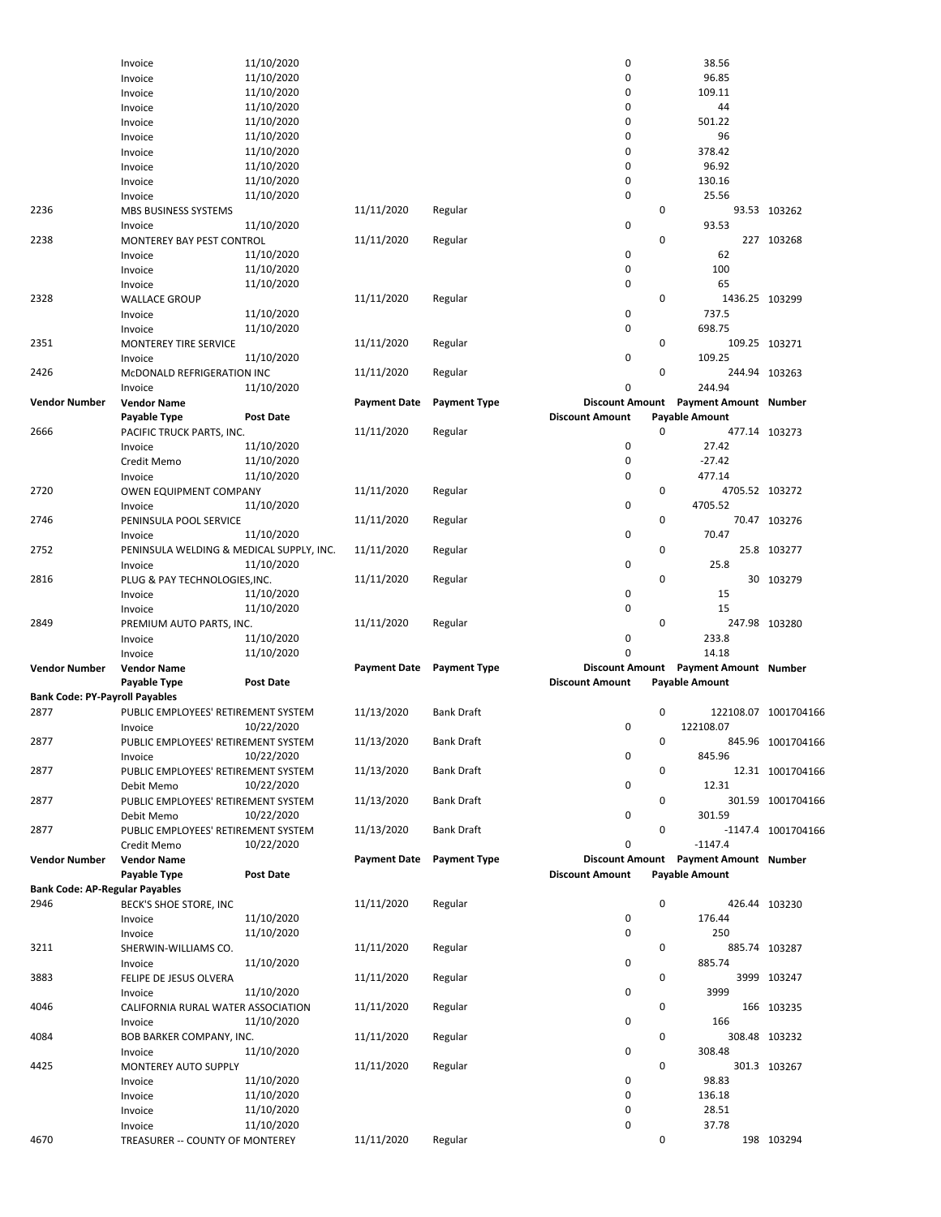| Vendor Number | Vendor Name | | Payment Date | Payment Type | Discount Amount | Payment Amount | Number |
|---|---|---|---|---|---|---|---|
| | Payable Type | Post Date | | | Discount Amount | Payable Amount | |
| | Invoice | 11/10/2020 | | | 0 | 38.56 | |
| | Invoice | 11/10/2020 | | | 0 | 96.85 | |
| | Invoice | 11/10/2020 | | | 0 | 109.11 | |
| | Invoice | 11/10/2020 | | | 0 | 44 | |
| | Invoice | 11/10/2020 | | | 0 | 501.22 | |
| | Invoice | 11/10/2020 | | | 0 | 96 | |
| | Invoice | 11/10/2020 | | | 0 | 378.42 | |
| | Invoice | 11/10/2020 | | | 0 | 96.92 | |
| | Invoice | 11/10/2020 | | | 0 | 130.16 | |
| | Invoice | 11/10/2020 | | | 0 | 25.56 | |
| 2236 | MBS BUSINESS SYSTEMS | | 11/11/2020 | Regular | 0 | 93.53 | 103262 |
| | Invoice | 11/10/2020 | | | 0 | 93.53 | |
| 2238 | MONTEREY BAY PEST CONTROL | | 11/11/2020 | Regular | 0 | 227 | 103268 |
| | Invoice | 11/10/2020 | | | 0 | 62 | |
| | Invoice | 11/10/2020 | | | 0 | 100 | |
| | Invoice | 11/10/2020 | | | 0 | 65 | |
| 2328 | WALLACE GROUP | | 11/11/2020 | Regular | 0 | 1436.25 | 103299 |
| | Invoice | 11/10/2020 | | | 0 | 737.5 | |
| | Invoice | 11/10/2020 | | | 0 | 698.75 | |
| 2351 | MONTEREY TIRE SERVICE | | 11/11/2020 | Regular | 0 | 109.25 | 103271 |
| | Invoice | 11/10/2020 | | | 0 | 109.25 | |
| 2426 | McDONALD REFRIGERATION INC | | 11/11/2020 | Regular | 0 | 244.94 | 103263 |
| | Invoice | 11/10/2020 | | | 0 | 244.94 | |
| **Vendor Number** | **Vendor Name** | | **Payment Date** | **Payment Type** | **Discount Amount** | **Payment Amount** | **Number** |
| | **Payable Type** | **Post Date** | | | **Discount Amount** | **Payable Amount** | |
| 2666 | PACIFIC TRUCK PARTS, INC. | | 11/11/2020 | Regular | 0 | 477.14 | 103273 |
| | Invoice | 11/10/2020 | | | 0 | 27.42 | |
| | Credit Memo | 11/10/2020 | | | 0 | -27.42 | |
| | Invoice | 11/10/2020 | | | 0 | 477.14 | |
| 2720 | OWEN EQUIPMENT COMPANY | | 11/11/2020 | Regular | 0 | 4705.52 | 103272 |
| | Invoice | 11/10/2020 | | | 0 | 4705.52 | |
| 2746 | PENINSULA POOL SERVICE | | 11/11/2020 | Regular | 0 | 70.47 | 103276 |
| | Invoice | 11/10/2020 | | | 0 | 70.47 | |
| 2752 | PENINSULA WELDING & MEDICAL SUPPLY, INC. | | 11/11/2020 | Regular | 0 | 25.8 | 103277 |
| | Invoice | 11/10/2020 | | | 0 | 25.8 | |
| 2816 | PLUG & PAY TECHNOLOGIES,INC. | | 11/11/2020 | Regular | 0 | 30 | 103279 |
| | Invoice | 11/10/2020 | | | 0 | 15 | |
| | Invoice | 11/10/2020 | | | 0 | 15 | |
| 2849 | PREMIUM AUTO PARTS, INC. | | 11/11/2020 | Regular | 0 | 247.98 | 103280 |
| | Invoice | 11/10/2020 | | | 0 | 233.8 | |
| | Invoice | 11/10/2020 | | | 0 | 14.18 | |
| **Vendor Number** | **Vendor Name** | | **Payment Date** | **Payment Type** | **Discount Amount** | **Payment Amount** | **Number** |
| | **Payable Type** | **Post Date** | | | **Discount Amount** | **Payable Amount** | |
| **Bank Code: PY-Payroll Payables** | | | | | | | |
| 2877 | PUBLIC EMPLOYEES' RETIREMENT SYSTEM | | 11/13/2020 | Bank Draft | 0 | 122108.07 | 1001704166 |
| | Invoice | 10/22/2020 | | | 0 | 122108.07 | |
| 2877 | PUBLIC EMPLOYEES' RETIREMENT SYSTEM | | 11/13/2020 | Bank Draft | 0 | 845.96 | 1001704166 |
| | Invoice | 10/22/2020 | | | 0 | 845.96 | |
| 2877 | PUBLIC EMPLOYEES' RETIREMENT SYSTEM | | 11/13/2020 | Bank Draft | 0 | 12.31 | 1001704166 |
| | Debit Memo | 10/22/2020 | | | 0 | 12.31 | |
| 2877 | PUBLIC EMPLOYEES' RETIREMENT SYSTEM | | 11/13/2020 | Bank Draft | 0 | 301.59 | 1001704166 |
| | Debit Memo | 10/22/2020 | | | 0 | 301.59 | |
| 2877 | PUBLIC EMPLOYEES' RETIREMENT SYSTEM | | 11/13/2020 | Bank Draft | 0 | -1147.4 | 1001704166 |
| | Credit Memo | 10/22/2020 | | | 0 | -1147.4 | |
| **Vendor Number** | **Vendor Name** | | **Payment Date** | **Payment Type** | **Discount Amount** | **Payment Amount** | **Number** |
| | **Payable Type** | **Post Date** | | | **Discount Amount** | **Payable Amount** | |
| **Bank Code: AP-Regular Payables** | | | | | | | |
| 2946 | BECK'S SHOE STORE, INC | | 11/11/2020 | Regular | 0 | 426.44 | 103230 |
| | Invoice | 11/10/2020 | | | 0 | 176.44 | |
| | Invoice | 11/10/2020 | | | 0 | 250 | |
| 3211 | SHERWIN-WILLIAMS CO. | | 11/11/2020 | Regular | 0 | 885.74 | 103287 |
| | Invoice | 11/10/2020 | | | 0 | 885.74 | |
| 3883 | FELIPE DE JESUS OLVERA | | 11/11/2020 | Regular | 0 | 3999 | 103247 |
| | Invoice | 11/10/2020 | | | 0 | 3999 | |
| 4046 | CALIFORNIA RURAL WATER ASSOCIATION | | 11/11/2020 | Regular | 0 | 166 | 103235 |
| | Invoice | 11/10/2020 | | | 0 | 166 | |
| 4084 | BOB BARKER COMPANY, INC. | | 11/11/2020 | Regular | 0 | 308.48 | 103232 |
| | Invoice | 11/10/2020 | | | 0 | 308.48 | |
| 4425 | MONTEREY AUTO SUPPLY | | 11/11/2020 | Regular | 0 | 301.3 | 103267 |
| | Invoice | 11/10/2020 | | | 0 | 98.83 | |
| | Invoice | 11/10/2020 | | | 0 | 136.18 | |
| | Invoice | 11/10/2020 | | | 0 | 28.51 | |
| | Invoice | 11/10/2020 | | | 0 | 37.78 | |
| 4670 | TREASURER -- COUNTY OF MONTEREY | | 11/11/2020 | Regular | 0 | 198 | 103294 |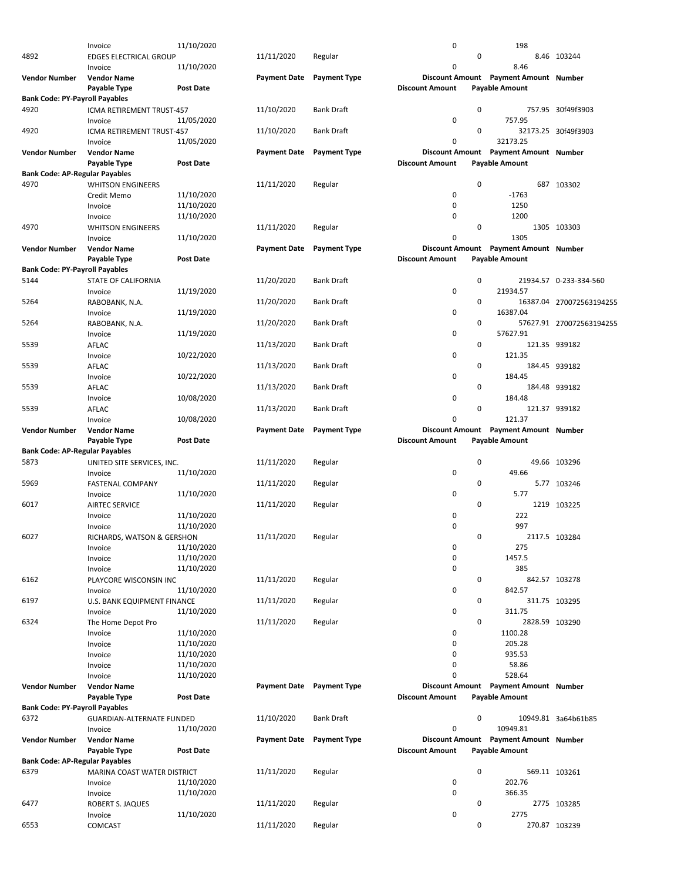| Vendor Number | Vendor Name | | Payment Date | Payment Type | Discount Amount | Payment Amount | Number |
|---|---|---|---|---|---|---|---|
| | Payable Type | Post Date | | | Discount Amount | Payable Amount | |
| | Invoice | 11/10/2020 | | | 0 | 198 | |
| 4892 | EDGES ELECTRICAL GROUP | | 11/11/2020 | Regular | 0 | 8.46 | 103244 |
| | Invoice | 11/10/2020 | | | 0 | 8.46 | |

| Vendor Number | Vendor Name | | Payment Date | Payment Type | Discount Amount | Payment Amount | Number |
|---|---|---|---|---|---|---|---|
| | Payable Type | Post Date | | | Discount Amount | Payable Amount | |
| **Bank Code: PY-Payroll Payables** | | | | | | | |
| 4920 | ICMA RETIREMENT TRUST-457 | | 11/10/2020 | Bank Draft | 0 | 757.95 | 30f49f3903 |
| | Invoice | 11/05/2020 | | | 0 | 757.95 | |
| 4920 | ICMA RETIREMENT TRUST-457 | | 11/10/2020 | Bank Draft | 0 | 32173.25 | 30f49f3903 |
| | Invoice | 11/05/2020 | | | 0 | 32173.25 | |

| Vendor Number | Vendor Name | | Payment Date | Payment Type | Discount Amount | Payment Amount | Number |
|---|---|---|---|---|---|---|---|
| | Payable Type | Post Date | | | Discount Amount | Payable Amount | |
| **Bank Code: AP-Regular Payables** | | | | | | | |
| 4970 | WHITSON ENGINEERS | | 11/11/2020 | Regular | 0 | 687 | 103302 |
| | Credit Memo | 11/10/2020 | | | 0 | -1763 | |
| | Invoice | 11/10/2020 | | | 0 | 1250 | |
| | Invoice | 11/10/2020 | | | 0 | 1200 | |
| 4970 | WHITSON ENGINEERS | | 11/11/2020 | Regular | 0 | 1305 | 103303 |
| | Invoice | 11/10/2020 | | | 0 | 1305 | |

| Vendor Number | Vendor Name | | Payment Date | Payment Type | Discount Amount | Payment Amount | Number |
|---|---|---|---|---|---|---|---|
| | Payable Type | Post Date | | | Discount Amount | Payable Amount | |
| **Bank Code: PY-Payroll Payables** | | | | | | | |
| 5144 | STATE OF CALIFORNIA | | 11/20/2020 | Bank Draft | 0 | 21934.57 | 0-233-334-560 |
| | Invoice | 11/19/2020 | | | 0 | 21934.57 | |
| 5264 | RABOBANK, N.A. | | 11/20/2020 | Bank Draft | 0 | 16387.04 | 270072563194255 |
| | Invoice | 11/19/2020 | | | 0 | 16387.04 | |
| 5264 | RABOBANK, N.A. | | 11/20/2020 | Bank Draft | 0 | 57627.91 | 270072563194255 |
| | Invoice | 11/19/2020 | | | 0 | 57627.91 | |
| 5539 | AFLAC | | 11/13/2020 | Bank Draft | 0 | 121.35 | 939182 |
| | Invoice | 10/22/2020 | | | 0 | 121.35 | |
| 5539 | AFLAC | | 11/13/2020 | Bank Draft | 0 | 184.45 | 939182 |
| | Invoice | 10/22/2020 | | | 0 | 184.45 | |
| 5539 | AFLAC | | 11/13/2020 | Bank Draft | 0 | 184.48 | 939182 |
| | Invoice | 10/08/2020 | | | 0 | 184.48 | |
| 5539 | AFLAC | | 11/13/2020 | Bank Draft | 0 | 121.37 | 939182 |
| | Invoice | 10/08/2020 | | | 0 | 121.37 | |

| Vendor Number | Vendor Name | | Payment Date | Payment Type | Discount Amount | Payment Amount | Number |
|---|---|---|---|---|---|---|---|
| | Payable Type | Post Date | | | Discount Amount | Payable Amount | |
| **Bank Code: AP-Regular Payables** | | | | | | | |
| 5873 | UNITED SITE SERVICES, INC. | | 11/11/2020 | Regular | 0 | 49.66 | 103296 |
| | Invoice | 11/10/2020 | | | 0 | 49.66 | |
| 5969 | FASTENAL COMPANY | | 11/11/2020 | Regular | 0 | 5.77 | 103246 |
| | Invoice | 11/10/2020 | | | 0 | 5.77 | |
| 6017 | AIRTEC SERVICE | | 11/11/2020 | Regular | 0 | 1219 | 103225 |
| | Invoice | 11/10/2020 | | | 0 | 222 | |
| | Invoice | 11/10/2020 | | | 0 | 997 | |
| 6027 | RICHARDS, WATSON & GERSHON | | 11/11/2020 | Regular | 0 | 2117.5 | 103284 |
| | Invoice | 11/10/2020 | | | 0 | 275 | |
| | Invoice | 11/10/2020 | | | 0 | 1457.5 | |
| | Invoice | 11/10/2020 | | | 0 | 385 | |
| 6162 | PLAYCORE WISCONSIN INC | | 11/11/2020 | Regular | 0 | 842.57 | 103278 |
| | Invoice | 11/10/2020 | | | 0 | 842.57 | |
| 6197 | U.S. BANK EQUIPMENT FINANCE | | 11/11/2020 | Regular | 0 | 311.75 | 103295 |
| | Invoice | 11/10/2020 | | | 0 | 311.75 | |
| 6324 | The Home Depot Pro | | 11/11/2020 | Regular | 0 | 2828.59 | 103290 |
| | Invoice | 11/10/2020 | | | 0 | 1100.28 | |
| | Invoice | 11/10/2020 | | | 0 | 205.28 | |
| | Invoice | 11/10/2020 | | | 0 | 935.53 | |
| | Invoice | 11/10/2020 | | | 0 | 58.86 | |
| | Invoice | 11/10/2020 | | | 0 | 528.64 | |

| Vendor Number | Vendor Name | | Payment Date | Payment Type | Discount Amount | Payment Amount | Number |
|---|---|---|---|---|---|---|---|
| | Payable Type | Post Date | | | Discount Amount | Payable Amount | |
| **Bank Code: PY-Payroll Payables** | | | | | | | |
| 6372 | GUARDIAN-ALTERNATE FUNDED | | 11/10/2020 | Bank Draft | 0 | 10949.81 | 3a64b61b85 |
| | Invoice | 11/10/2020 | | | 0 | 10949.81 | |

| Vendor Number | Vendor Name | | Payment Date | Payment Type | Discount Amount | Payment Amount | Number |
|---|---|---|---|---|---|---|---|
| | Payable Type | Post Date | | | Discount Amount | Payable Amount | |
| **Bank Code: AP-Regular Payables** | | | | | | | |
| 6379 | MARINA COAST WATER DISTRICT | | 11/11/2020 | Regular | 0 | 569.11 | 103261 |
| | Invoice | 11/10/2020 | | | 0 | 202.76 | |
| | Invoice | 11/10/2020 | | | 0 | 366.35 | |
| 6477 | ROBERT S. JAQUES | | 11/11/2020 | Regular | 0 | 2775 | 103285 |
| | Invoice | 11/10/2020 | | | 0 | 2775 | |
| 6553 | COMCAST | | 11/11/2020 | Regular | 0 | 270.87 | 103239 |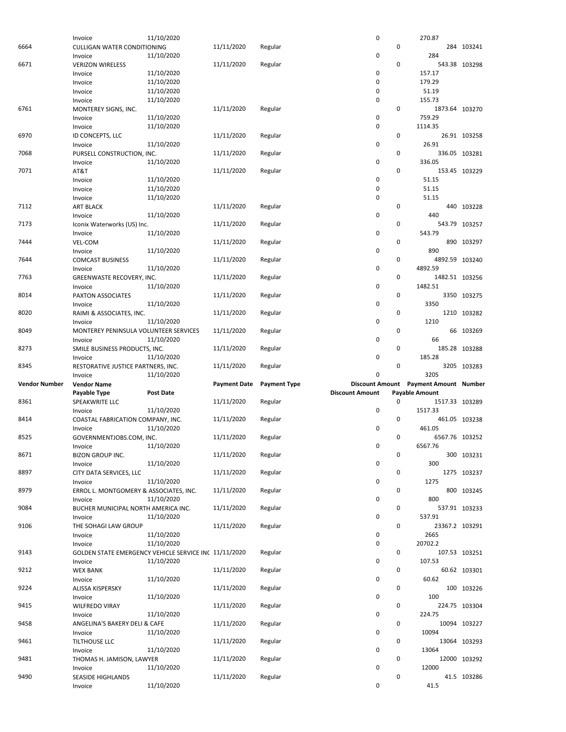| Vendor Number | Vendor Name | | Payment Date | Payment Type | Discount Amount | Payment Amount | Number |
|---|---|---|---|---|---|---|---|
| | Payable Type | Post Date | | | Discount Amount | Payable Amount | |
| | Invoice | 11/10/2020 | | | 0 | 270.87 | |
| 6664 | CULLIGAN WATER CONDITIONING | | 11/11/2020 | Regular | 0 | 284 | 103241 |
| | Invoice | 11/10/2020 | | | 0 | 284 | |
| 6671 | VERIZON WIRELESS | | 11/11/2020 | Regular | 0 | 543.38 | 103298 |
| | Invoice | 11/10/2020 | | | 0 | 157.17 | |
| | Invoice | 11/10/2020 | | | 0 | 179.29 | |
| | Invoice | 11/10/2020 | | | 0 | 51.19 | |
| | Invoice | 11/10/2020 | | | 0 | 155.73 | |
| 6761 | MONTEREY SIGNS, INC. | | 11/11/2020 | Regular | 0 | 1873.64 | 103270 |
| | Invoice | 11/10/2020 | | | 0 | 759.29 | |
| | Invoice | 11/10/2020 | | | 0 | 1114.35 | |
| 6970 | ID CONCEPTS, LLC | | 11/11/2020 | Regular | 0 | 26.91 | 103258 |
| | Invoice | 11/10/2020 | | | 0 | 26.91 | |
| 7068 | PURSELL CONSTRUCTION, INC. | | 11/11/2020 | Regular | 0 | 336.05 | 103281 |
| | Invoice | 11/10/2020 | | | 0 | 336.05 | |
| 7071 | AT&T | | 11/11/2020 | Regular | 0 | 153.45 | 103229 |
| | Invoice | 11/10/2020 | | | 0 | 51.15 | |
| | Invoice | 11/10/2020 | | | 0 | 51.15 | |
| | Invoice | 11/10/2020 | | | 0 | 51.15 | |
| 7112 | ART BLACK | | 11/11/2020 | Regular | 0 | 440 | 103228 |
| | Invoice | 11/10/2020 | | | 0 | 440 | |
| 7173 | Iconix Waterworks (US) Inc. | | 11/11/2020 | Regular | 0 | 543.79 | 103257 |
| | Invoice | 11/10/2020 | | | 0 | 543.79 | |
| 7444 | VEL-COM | | 11/11/2020 | Regular | 0 | 890 | 103297 |
| | Invoice | 11/10/2020 | | | 0 | 890 | |
| 7644 | COMCAST BUSINESS | | 11/11/2020 | Regular | 0 | 4892.59 | 103240 |
| | Invoice | 11/10/2020 | | | 0 | 4892.59 | |
| 7763 | GREENWASTE RECOVERY, INC. | | 11/11/2020 | Regular | 0 | 1482.51 | 103256 |
| | Invoice | 11/10/2020 | | | 0 | 1482.51 | |
| 8014 | PAXTON ASSOCIATES | | 11/11/2020 | Regular | 0 | 3350 | 103275 |
| | Invoice | 11/10/2020 | | | 0 | 3350 | |
| 8020 | RAIMI & ASSOCIATES, INC. | | 11/11/2020 | Regular | 0 | 1210 | 103282 |
| | Invoice | 11/10/2020 | | | 0 | 1210 | |
| 8049 | MONTEREY PENINSULA VOLUNTEER SERVICES | | 11/11/2020 | Regular | 0 | 66 | 103269 |
| | Invoice | 11/10/2020 | | | 0 | 66 | |
| 8273 | SMILE BUSINESS PRODUCTS, INC. | | 11/11/2020 | Regular | 0 | 185.28 | 103288 |
| | Invoice | 11/10/2020 | | | 0 | 185.28 | |
| 8345 | RESTORATIVE JUSTICE PARTNERS, INC. | | 11/11/2020 | Regular | 0 | 3205 | 103283 |
| | Invoice | 11/10/2020 | | | 0 | 3205 | |
| 8361 | SPEAKWRITE LLC | | 11/11/2020 | Regular | 0 | 1517.33 | 103289 |
| | Invoice | 11/10/2020 | | | 0 | 1517.33 | |
| 8414 | COASTAL FABRICATION COMPANY, INC. | | 11/11/2020 | Regular | 0 | 461.05 | 103238 |
| | Invoice | 11/10/2020 | | | 0 | 461.05 | |
| 8525 | GOVERNMENTJOBS.COM, INC. | | 11/11/2020 | Regular | 0 | 6567.76 | 103252 |
| | Invoice | 11/10/2020 | | | 0 | 6567.76 | |
| 8671 | BIZON GROUP INC. | | 11/11/2020 | Regular | 0 | 300 | 103231 |
| | Invoice | 11/10/2020 | | | 0 | 300 | |
| 8897 | CITY DATA SERVICES, LLC | | 11/11/2020 | Regular | 0 | 1275 | 103237 |
| | Invoice | 11/10/2020 | | | 0 | 1275 | |
| 8979 | ERROL L. MONTGOMERY & ASSOCIATES, INC. | | 11/11/2020 | Regular | 0 | 800 | 103245 |
| | Invoice | 11/10/2020 | | | 0 | 800 | |
| 9084 | BUCHER MUNICIPAL NORTH AMERICA INC. | | 11/11/2020 | Regular | 0 | 537.91 | 103233 |
| | Invoice | 11/10/2020 | | | 0 | 537.91 | |
| 9106 | THE SOHAGI LAW GROUP | | 11/11/2020 | Regular | 0 | 23367.2 | 103291 |
| | Invoice | 11/10/2020 | | | 0 | 2665 | |
| | Invoice | 11/10/2020 | | | 0 | 20702.2 | |
| 9143 | GOLDEN STATE EMERGENCY VEHICLE SERVICE INC | | 11/11/2020 | Regular | 0 | 107.53 | 103251 |
| | Invoice | 11/10/2020 | | | 0 | 107.53 | |
| 9212 | WEX BANK | | 11/11/2020 | Regular | 0 | 60.62 | 103301 |
| | Invoice | 11/10/2020 | | | 0 | 60.62 | |
| 9224 | ALISSA KISPERSKY | | 11/11/2020 | Regular | 0 | 100 | 103226 |
| | Invoice | 11/10/2020 | | | 0 | 100 | |
| 9415 | WILFREDO VIRAY | | 11/11/2020 | Regular | 0 | 224.75 | 103304 |
| | Invoice | 11/10/2020 | | | 0 | 224.75 | |
| 9458 | ANGELINA'S BAKERY DELI & CAFE | | 11/11/2020 | Regular | 0 | 10094 | 103227 |
| | Invoice | 11/10/2020 | | | 0 | 10094 | |
| 9461 | TILTHOUSE LLC | | 11/11/2020 | Regular | 0 | 13064 | 103293 |
| | Invoice | 11/10/2020 | | | 0 | 13064 | |
| 9481 | THOMAS H. JAMISON, LAWYER | | 11/11/2020 | Regular | 0 | 12000 | 103292 |
| | Invoice | 11/10/2020 | | | 0 | 12000 | |
| 9490 | SEASIDE HIGHLANDS | | 11/11/2020 | Regular | 0 | 41.5 | 103286 |
| | Invoice | 11/10/2020 | | | 0 | 41.5 | |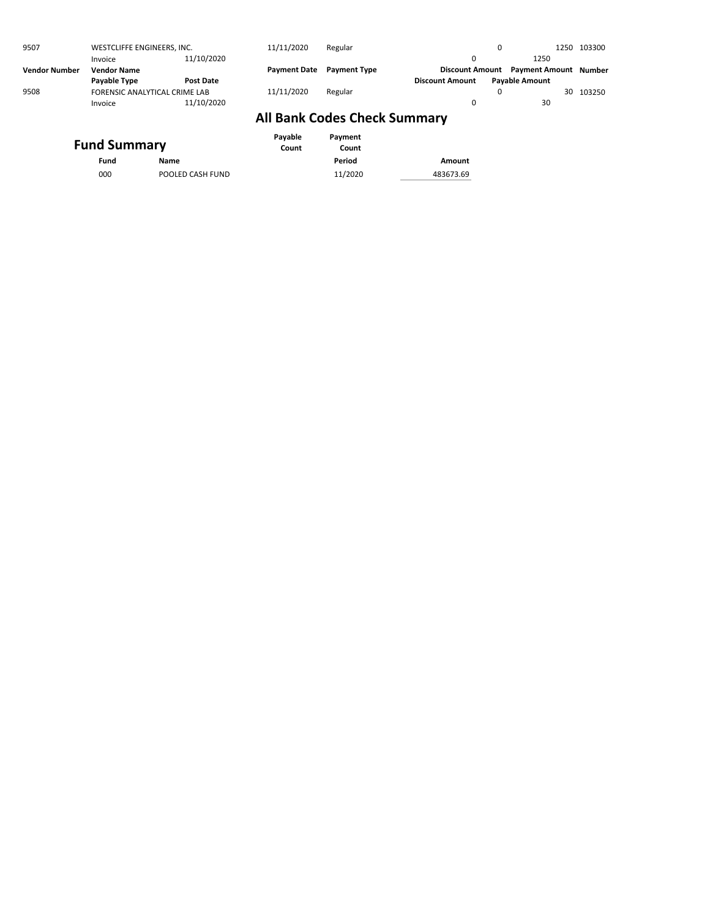| Vendor Number | Vendor Name | | Payment Date | Payment Type | Discount Amount | Payment Amount | Number |
|---|---|---|---|---|---|---|---|
| | Payable Type | Post Date | | | Discount Amount | Payable Amount | |
| 9507 | WESTCLIFFE ENGINEERS, INC. | | 11/11/2020 | Regular | 0 | 1250 | 103300 |
| | Invoice | 11/10/2020 | | | 0 | 1250 | |
| 9508 | FORENSIC ANALYTICAL CRIME LAB | | 11/11/2020 | Regular | 0 | 30 | 103250 |
| | Invoice | 11/10/2020 | | | 0 | 30 | |

## All Bank Codes Check Summary

| Payable Count | Payment Count |
|---|---|

## Fund Summary

| Fund | Name | Period | Amount |
|---|---|---|---|
| 000 | POOLED CASH FUND | 11/2020 | 483673.69 |